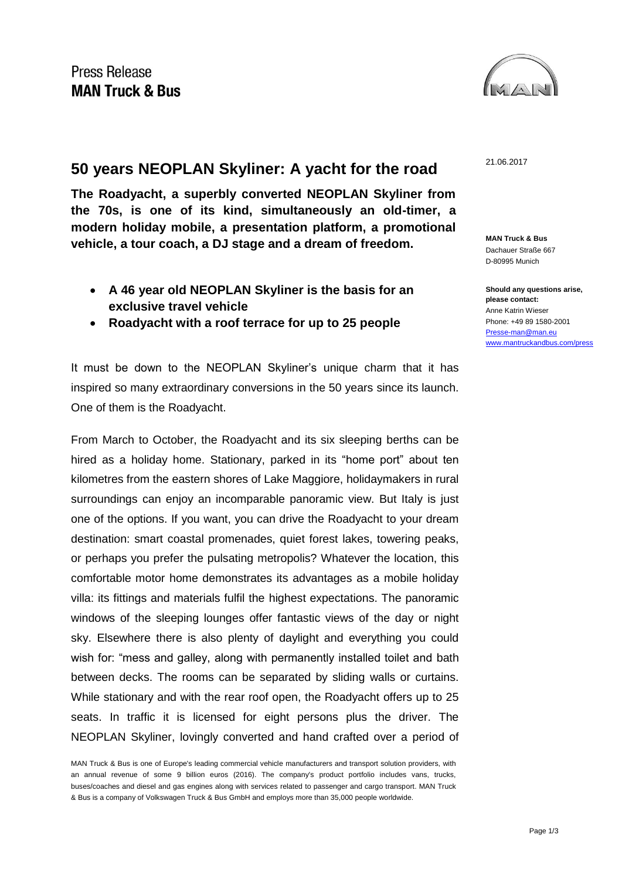Press Release
**MAN Truck & Bus**

21.06.2017

# 50 years NEOPLAN Skyliner: A yacht for the road

**The Roadyacht, a superbly converted NEOPLAN Skyliner from the 70s, is one of its kind, simultaneously an old-timer, a modern holiday mobile, a presentation platform, a promotional vehicle, a tour coach, a DJ stage and a dream of freedom.**

- **A 46 year old NEOPLAN Skyliner is the basis for an exclusive travel vehicle**
- **Roadyacht with a roof terrace for up to 25 people**

**MAN Truck & Bus**
Dachauer Straße 667
D-80995 Munich

**Should any questions arise, please contact:**
Anne Katrin Wieser
Phone: +49 89 1580-2001
Presse-man@man.eu
www.mantruckandbus.com/press

It must be down to the NEOPLAN Skyliner's unique charm that it has inspired so many extraordinary conversions in the 50 years since its launch. One of them is the Roadyacht.

From March to October, the Roadyacht and its six sleeping berths can be hired as a holiday home. Stationary, parked in its "home port" about ten kilometres from the eastern shores of Lake Maggiore, holidaymakers in rural surroundings can enjoy an incomparable panoramic view. But Italy is just one of the options. If you want, you can drive the Roadyacht to your dream destination: smart coastal promenades, quiet forest lakes, towering peaks, or perhaps you prefer the pulsating metropolis? Whatever the location, this comfortable motor home demonstrates its advantages as a mobile holiday villa: its fittings and materials fulfil the highest expectations. The panoramic windows of the sleeping lounges offer fantastic views of the day or night sky. Elsewhere there is also plenty of daylight and everything you could wish for: "mess and galley, along with permanently installed toilet and bath between decks. The rooms can be separated by sliding walls or curtains. While stationary and with the rear roof open, the Roadyacht offers up to 25 seats. In traffic it is licensed for eight persons plus the driver. The NEOPLAN Skyliner, lovingly converted and hand crafted over a period of

MAN Truck & Bus is one of Europe's leading commercial vehicle manufacturers and transport solution providers, with an annual revenue of some 9 billion euros (2016). The company's product portfolio includes vans, trucks, buses/coaches and diesel and gas engines along with services related to passenger and cargo transport. MAN Truck & Bus is a company of Volkswagen Truck & Bus GmbH and employs more than 35,000 people worldwide.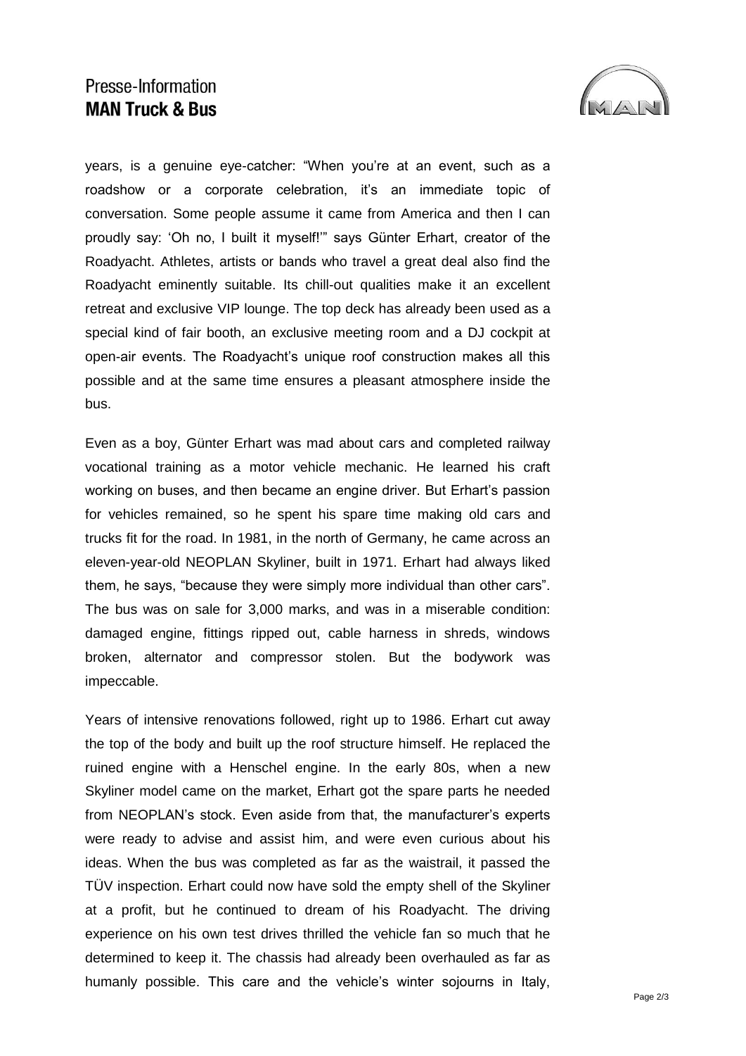years, is a genuine eye-catcher: "When you're at an event, such as a roadshow or a corporate celebration, it's an immediate topic of conversation. Some people assume it came from America and then I can proudly say: 'Oh no, I built it myself!'" says Günter Erhart, creator of the Roadyacht. Athletes, artists or bands who travel a great deal also find the Roadyacht eminently suitable. Its chill-out qualities make it an excellent retreat and exclusive VIP lounge. The top deck has already been used as a special kind of fair booth, an exclusive meeting room and a DJ cockpit at open-air events. The Roadyacht's unique roof construction makes all this possible and at the same time ensures a pleasant atmosphere inside the bus.

Even as a boy, Günter Erhart was mad about cars and completed railway vocational training as a motor vehicle mechanic. He learned his craft working on buses, and then became an engine driver. But Erhart's passion for vehicles remained, so he spent his spare time making old cars and trucks fit for the road. In 1981, in the north of Germany, he came across an eleven-year-old NEOPLAN Skyliner, built in 1971. Erhart had always liked them, he says, "because they were simply more individual than other cars". The bus was on sale for 3,000 marks, and was in a miserable condition: damaged engine, fittings ripped out, cable harness in shreds, windows broken, alternator and compressor stolen. But the bodywork was impeccable.

Years of intensive renovations followed, right up to 1986. Erhart cut away the top of the body and built up the roof structure himself. He replaced the ruined engine with a Henschel engine. In the early 80s, when a new Skyliner model came on the market, Erhart got the spare parts he needed from NEOPLAN's stock. Even aside from that, the manufacturer's experts were ready to advise and assist him, and were even curious about his ideas. When the bus was completed as far as the waistrail, it passed the TÜV inspection. Erhart could now have sold the empty shell of the Skyliner at a profit, but he continued to dream of his Roadyacht. The driving experience on his own test drives thrilled the vehicle fan so much that he determined to keep it. The chassis had already been overhauled as far as humanly possible. This care and the vehicle's winter sojourns in Italy,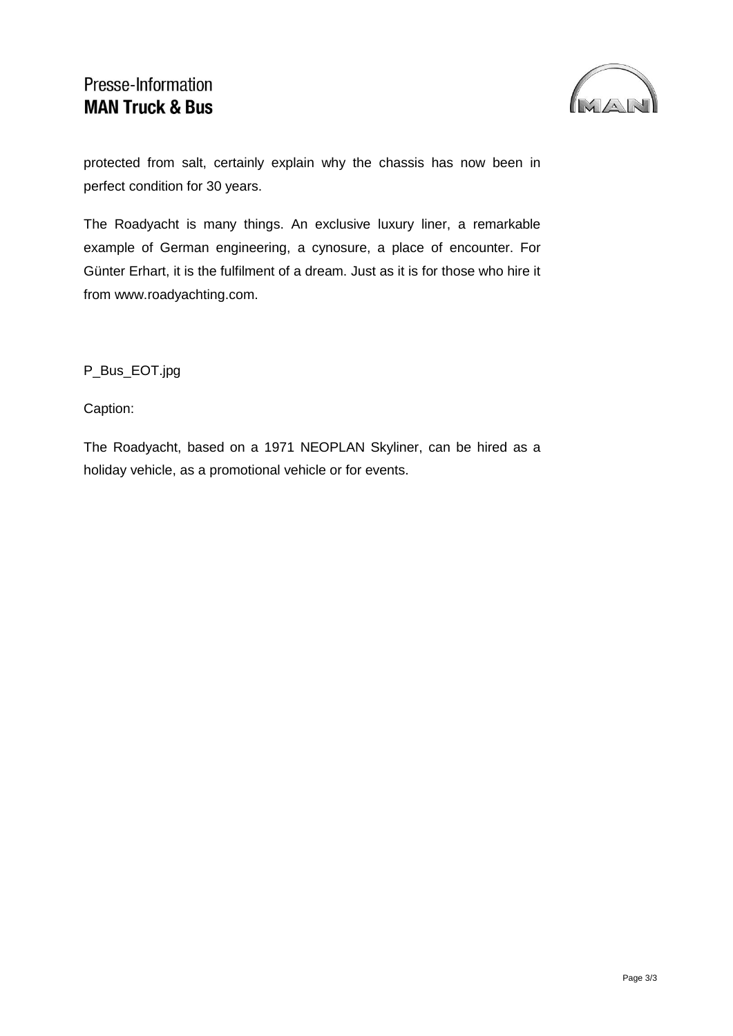protected from salt, certainly explain why the chassis has now been in perfect condition for 30 years.

The Roadyacht is many things. An exclusive luxury liner, a remarkable example of German engineering, a cynosure, a place of encounter. For Günter Erhart, it is the fulfilment of a dream. Just as it is for those who hire it from www.roadyachting.com.

P_Bus_EOT.jpg

Caption:

The Roadyacht, based on a 1971 NEOPLAN Skyliner, can be hired as a holiday vehicle, as a promotional vehicle or for events.